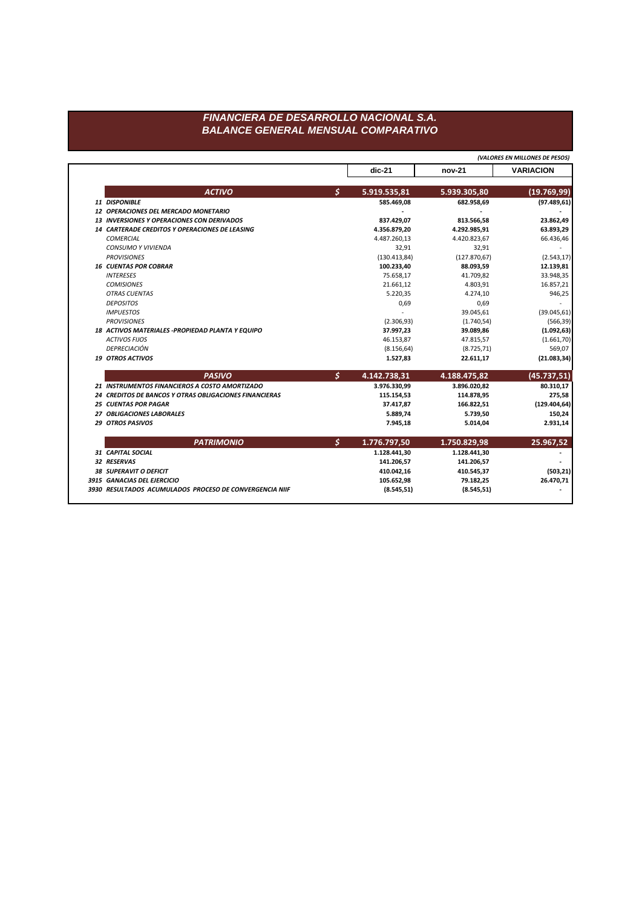# FINANCIERA DE DESARROLLO NACIONAL S.A.
## BALANCE GENERAL MENSUAL COMPARATIVO

*(VALORES EN MILLONES DE PESOS)*

| | | dic-21 | nov-21 | VARIACION |
|---|---|---|---|---|
| **ACTIVO** | **$** | **5.919.535,81** | **5.939.305,80** | **(19.769,99)** |
| ***11 DISPONIBLE*** | | **585.469,08** | **682.958,69** | **(97.489,61)** |
| ***12 OPERACIONES DEL MERCADO MONETARIO*** | | **-** | **-** | **-** |
| ***13 INVERSIONES Y OPERACIONES CON DERIVADOS*** | | **837.429,07** | **813.566,58** | **23.862,49** |
| ***14 CARTERADE CREDITOS Y OPERACIONES DE LEASING*** | | **4.356.879,20** | **4.292.985,91** | **63.893,29** |
| *COMERCIAL* | | 4.487.260,13 | 4.420.823,67 | 66.436,46 |
| *CONSUMO Y VIVIENDA* | | 32,91 | 32,91 | - |
| *PROVISIONES* | | (130.413,84) | (127.870,67) | (2.543,17) |
| ***16 CUENTAS POR COBRAR*** | | **100.233,40** | **88.093,59** | **12.139,81** |
| *INTERESES* | | 75.658,17 | 41.709,82 | 33.948,35 |
| *COMISIONES* | | 21.661,12 | 4.803,91 | 16.857,21 |
| *OTRAS CUENTAS* | | 5.220,35 | 4.274,10 | 946,25 |
| *DEPOSITOS* | | 0,69 | 0,69 | - |
| *IMPUESTOS* | | - | 39.045,61 | (39.045,61) |
| *PROVISIONES* | | (2.306,93) | (1.740,54) | (566,39) |
| ***18 ACTIVOS MATERIALES -PROPIEDAD PLANTA Y EQUIPO*** | | **37.997,23** | **39.089,86** | **(1.092,63)** |
| *ACTIVOS FIJOS* | | 46.153,87 | 47.815,57 | (1.661,70) |
| *DEPRECIACIÓN* | | (8.156,64) | (8.725,71) | 569,07 |
| ***19 OTROS ACTIVOS*** | | **1.527,83** | **22.611,17** | **(21.083,34)** |
| **PASIVO** | **$** | **4.142.738,31** | **4.188.475,82** | **(45.737,51)** |
| ***21 INSTRUMENTOS FINANCIEROS A COSTO AMORTIZADO*** | | **3.976.330,99** | **3.896.020,82** | **80.310,17** |
| ***24 CREDITOS DE BANCOS Y OTRAS OBLIGACIONES FINANCIERAS*** | | **115.154,53** | **114.878,95** | **275,58** |
| ***25 CUENTAS POR PAGAR*** | | **37.417,87** | **166.822,51** | **(129.404,64)** |
| ***27 OBLIGACIONES LABORALES*** | | **5.889,74** | **5.739,50** | **150,24** |
| ***29 OTROS PASIVOS*** | | **7.945,18** | **5.014,04** | **2.931,14** |
| **PATRIMONIO** | **$** | **1.776.797,50** | **1.750.829,98** | **25.967,52** |
| ***31 CAPITAL SOCIAL*** | | **1.128.441,30** | **1.128.441,30** | **-** |
| ***32 RESERVAS*** | | **141.206,57** | **141.206,57** | **-** |
| ***38 SUPERAVIT O DEFICIT*** | | **410.042,16** | **410.545,37** | **(503,21)** |
| ***3915 GANACIAS DEL EJERCICIO*** | | **105.652,98** | **79.182,25** | **26.470,71** |
| ***3930 RESULTADOS ACUMULADOS PROCESO DE CONVERGENCIA NIIF*** | | **(8.545,51)** | **(8.545,51)** | **-** |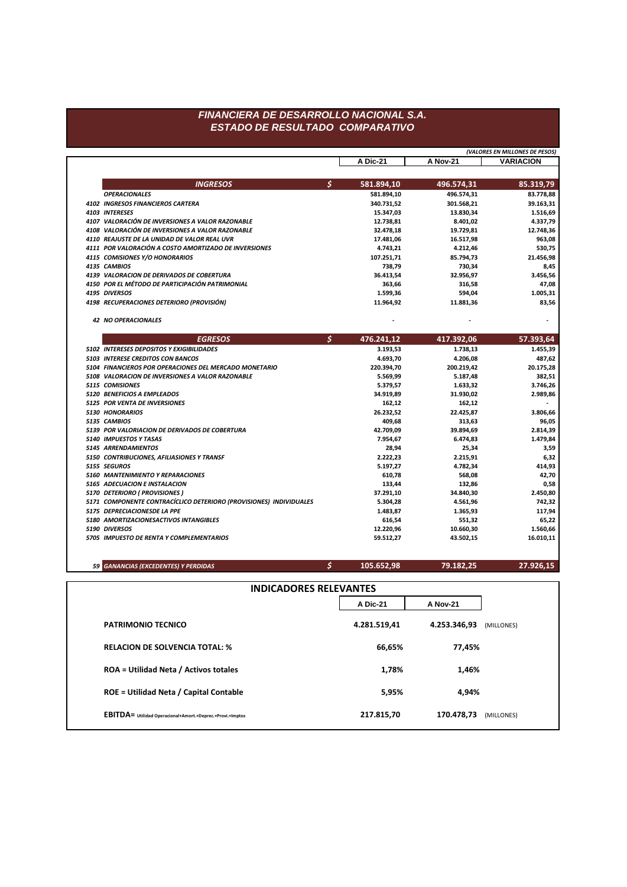# FINANCIERA DE DESARROLLO NACIONAL S.A.
## ESTADO DE RESULTADO COMPARATIVO

*(VALORES EN MILLONES DE PESOS)*

| | | A Dic-21 | A Nov-21 | VARIACION |
|---|---|---|---|---|
| ***INGRESOS*** | $ | **581.894,10** | **496.574,31** | **85.319,79** |
| ***OPERACIONALES*** | | 581.894,10 | 496.574,31 | 83.778,88 |
| *4102 INGRESOS FINANCIEROS CARTERA* | | 340.731,52 | 301.568,21 | 39.163,31 |
| *4103 INTERESES* | | 15.347,03 | 13.830,34 | 1.516,69 |
| *4107 VALORACIÓN DE INVERSIONES A VALOR RAZONABLE* | | 12.738,81 | 8.401,02 | 4.337,79 |
| *4108 VALORACIÓN DE INVERSIONES A VALOR RAZONABLE* | | 32.478,18 | 19.729,81 | 12.748,36 |
| *4110 REAJUSTE DE LA UNIDAD DE VALOR REAL UVR* | | 17.481,06 | 16.517,98 | 963,08 |
| *4111 POR VALORACIÓN A COSTO AMORTIZADO DE INVERSIONES* | | 4.743,21 | 4.212,46 | 530,75 |
| *4115 COMISIONES Y/O HONORARIOS* | | 107.251,71 | 85.794,73 | 21.456,98 |
| *4135 CAMBIOS* | | 738,79 | 730,34 | 8,45 |
| *4139 VALORACION DE DERIVADOS DE COBERTURA* | | 36.413,54 | 32.956,97 | 3.456,56 |
| *4150 POR EL MÉTODO DE PARTICIPACIÓN PATRIMONIAL* | | 363,66 | 316,58 | 47,08 |
| *4195 DIVERSOS* | | 1.599,36 | 594,04 | 1.005,31 |
| *4198 RECUPERACIONES DETERIORO (PROVISIÓN)* | | 11.964,92 | 11.881,36 | 83,56 |
| *42 NO OPERACIONALES* | | - | - | - |
| ***EGRESOS*** | $ | **476.241,12** | **417.392,06** | **57.393,64** |
| *5102 INTERESES DEPOSITOS Y EXIGIBILIDADES* | | 3.193,53 | 1.738,13 | 1.455,39 |
| *5103 INTERESE CREDITOS CON BANCOS* | | 4.693,70 | 4.206,08 | 487,62 |
| *5104 FINANCIEROS POR OPERACIONES DEL MERCADO MONETARIO* | | 220.394,70 | 200.219,42 | 20.175,28 |
| *5108 VALORACION DE INVERSIONES A VALOR RAZONABLE* | | 5.569,99 | 5.187,48 | 382,51 |
| *5115 COMISIONES* | | 5.379,57 | 1.633,32 | 3.746,26 |
| *5120 BENEFICIOS A EMPLEADOS* | | 34.919,89 | 31.930,02 | 2.989,86 |
| *5125 POR VENTA DE INVERSIONES* | | 162,12 | 162,12 | - |
| *5130 HONORARIOS* | | 26.232,52 | 22.425,87 | 3.806,66 |
| *5135 CAMBIOS* | | 409,68 | 313,63 | 96,05 |
| *5139 POR VALORIACION DE DERIVADOS DE COBERTURA* | | 42.709,09 | 39.894,69 | 2.814,39 |
| *5140 IMPUESTOS Y TASAS* | | 7.954,67 | 6.474,83 | 1.479,84 |
| *5145 ARRENDAMIENTOS* | | 28,94 | 25,34 | 3,59 |
| *5150 CONTRIBUCIONES, AFILIASIONES Y TRANSF* | | 2.222,23 | 2.215,91 | 6,32 |
| *5155 SEGUROS* | | 5.197,27 | 4.782,34 | 414,93 |
| *5160 MANTENIMIENTO Y REPARACIONES* | | 610,78 | 568,08 | 42,70 |
| *5165 ADECUACION E INSTALACION* | | 133,44 | 132,86 | 0,58 |
| *5170 DETERIORO ( PROVISIONES )* | | 37.291,10 | 34.840,30 | 2.450,80 |
| *5171 COMPONENTE CONTRACÍCLICO DETERIORO (PROVISIONES) INDIVIDUALES* | | 5.304,28 | 4.561,96 | 742,32 |
| *5175 DEPRECIACIONESDE LA PPE* | | 1.483,87 | 1.365,93 | 117,94 |
| *5180 AMORTIZACIONESACTIVOS INTANGIBLES* | | 616,54 | 551,32 | 65,22 |
| *5190 DIVERSOS* | | 12.220,96 | 10.660,30 | 1.560,66 |
| *5705 IMPUESTO DE RENTA Y COMPLEMENTARIOS* | | 59.512,27 | 43.502,15 | 16.010,11 |
| ***59 GANANCIAS (EXCEDENTES) Y PERDIDAS*** | $ | **105.652,98** | **79.182,25** | **27.926,15** |

## INDICADORES RELEVANTES

| | A Dic-21 | A Nov-21 | |
|---|---|---|---|
| **PATRIMONIO TECNICO** | **4.281.519,41** | **4.253.346,93** | (MILLONES) |
| **RELACION DE SOLVENCIA TOTAL: %** | **66,65%** | **77,45%** | |
| **ROA = Utilidad Neta / Activos totales** | **1,78%** | **1,46%** | |
| **ROE = Utilidad Neta / Capital Contable** | **5,95%** | **4,94%** | |
| **EBITDA=** Utilidad Operacional+Amort.+Deprec.+Provi.+Imptos | **217.815,70** | **170.478,73** | (MILLONES) |